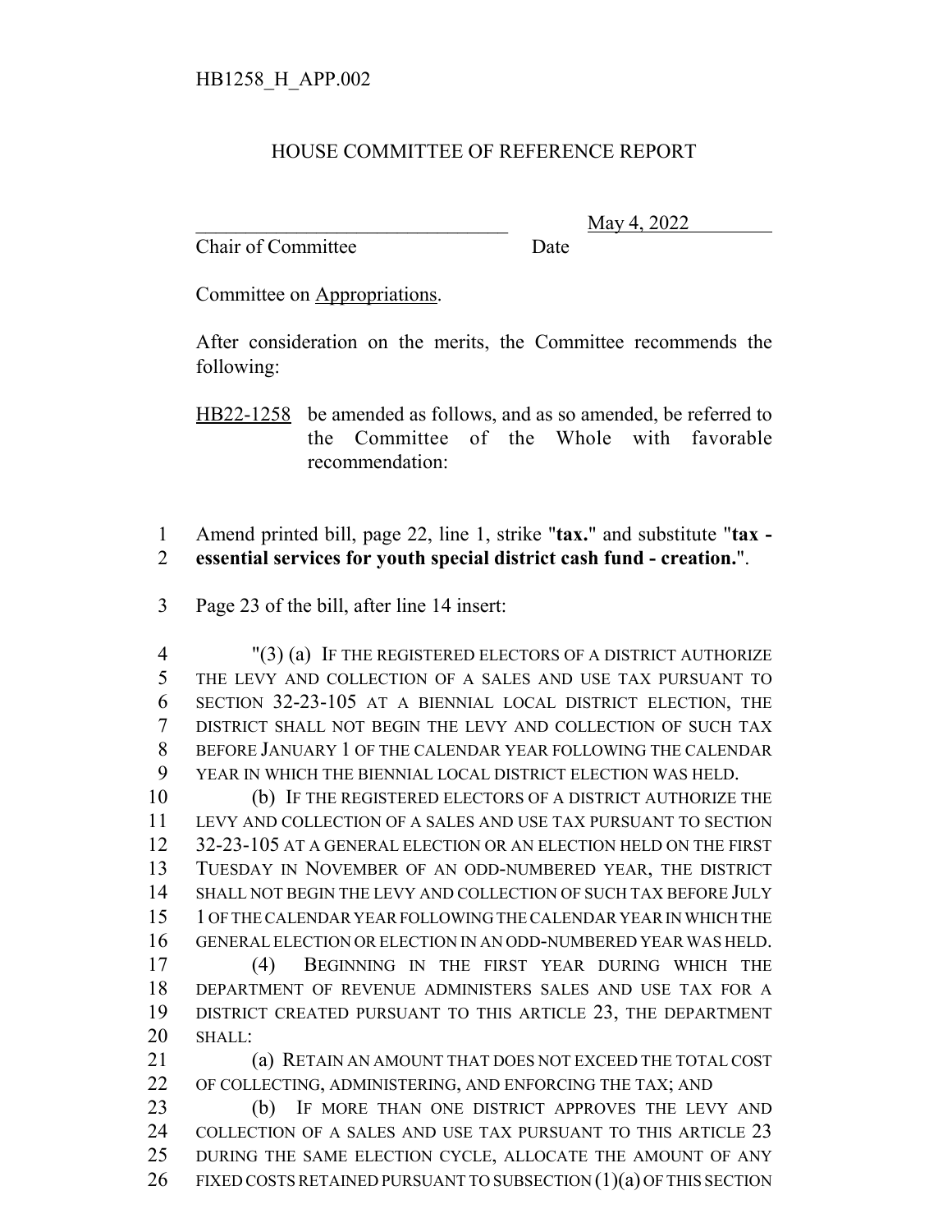HB1258_H_APP.002

# HOUSE COMMITTEE OF REFERENCE REPORT

________________________________ May 4, 2022
Chair of Committee Date

Committee on Appropriations.

After consideration on the merits, the Committee recommends the following:

HB22-1258 be amended as follows, and as so amended, be referred to the Committee of the Whole with favorable recommendation:

1 Amend printed bill, page 22, line 1, strike "**tax.**" and substitute "**tax -**
2 **essential services for youth special district cash fund - creation.**".

3 Page 23 of the bill, after line 14 insert:

4 "(3) (a) IF THE REGISTERED ELECTORS OF A DISTRICT AUTHORIZE
5 THE LEVY AND COLLECTION OF A SALES AND USE TAX PURSUANT TO
6 SECTION 32-23-105 AT A BIENNIAL LOCAL DISTRICT ELECTION, THE
7 DISTRICT SHALL NOT BEGIN THE LEVY AND COLLECTION OF SUCH TAX
8 BEFORE JANUARY 1 OF THE CALENDAR YEAR FOLLOWING THE CALENDAR
9 YEAR IN WHICH THE BIENNIAL LOCAL DISTRICT ELECTION WAS HELD.
10 (b) IF THE REGISTERED ELECTORS OF A DISTRICT AUTHORIZE THE
11 LEVY AND COLLECTION OF A SALES AND USE TAX PURSUANT TO SECTION
12 32-23-105 AT A GENERAL ELECTION OR AN ELECTION HELD ON THE FIRST
13 TUESDAY IN NOVEMBER OF AN ODD-NUMBERED YEAR, THE DISTRICT
14 SHALL NOT BEGIN THE LEVY AND COLLECTION OF SUCH TAX BEFORE JULY
15 1 OF THE CALENDAR YEAR FOLLOWING THE CALENDAR YEAR IN WHICH THE
16 GENERAL ELECTION OR ELECTION IN AN ODD-NUMBERED YEAR WAS HELD.
17 (4) BEGINNING IN THE FIRST YEAR DURING WHICH THE
18 DEPARTMENT OF REVENUE ADMINISTERS SALES AND USE TAX FOR A
19 DISTRICT CREATED PURSUANT TO THIS ARTICLE 23, THE DEPARTMENT
20 SHALL:
21 (a) RETAIN AN AMOUNT THAT DOES NOT EXCEED THE TOTAL COST
22 OF COLLECTING, ADMINISTERING, AND ENFORCING THE TAX; AND
23 (b) IF MORE THAN ONE DISTRICT APPROVES THE LEVY AND
24 COLLECTION OF A SALES AND USE TAX PURSUANT TO THIS ARTICLE 23
25 DURING THE SAME ELECTION CYCLE, ALLOCATE THE AMOUNT OF ANY
26 FIXED COSTS RETAINED PURSUANT TO SUBSECTION (1)(a) OF THIS SECTION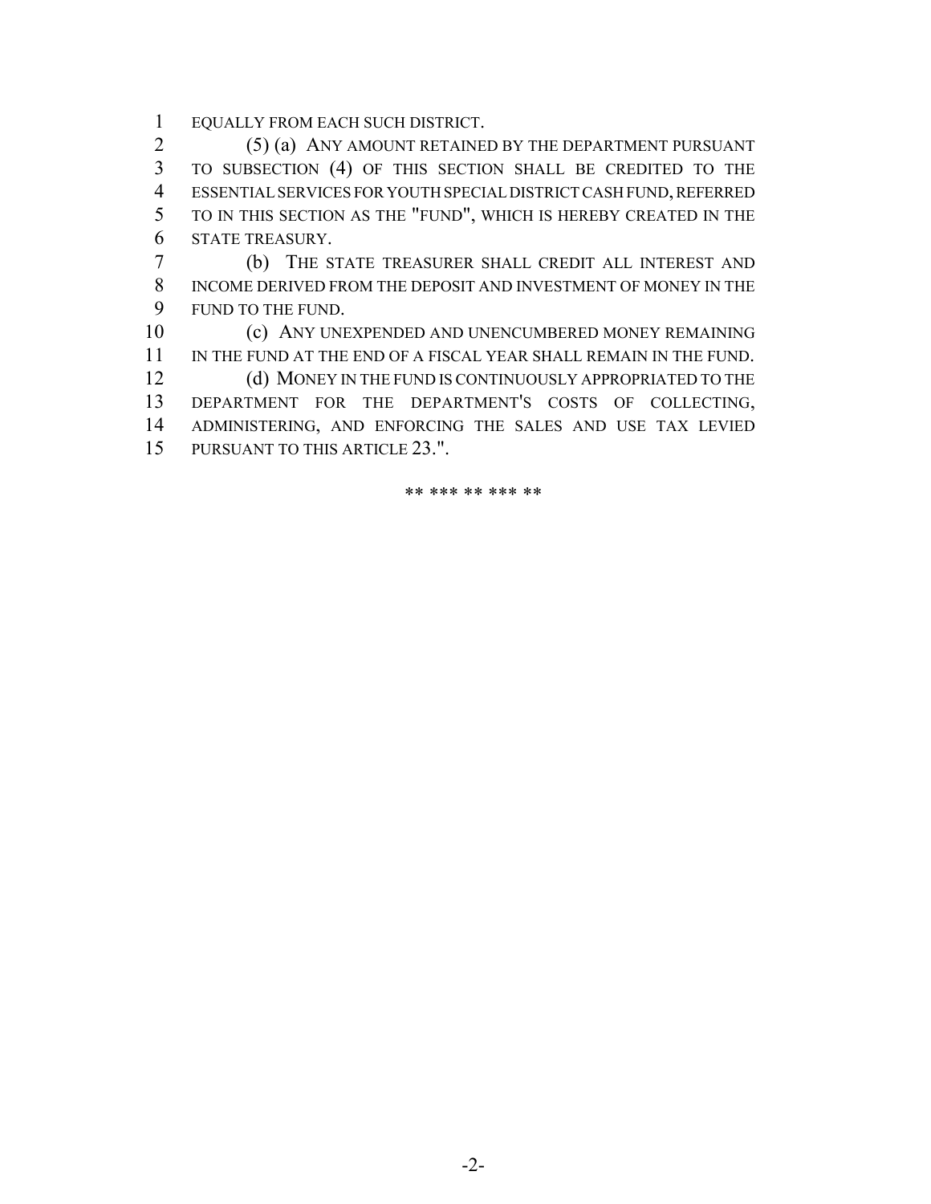EQUALLY FROM EACH SUCH DISTRICT.

(5) (a) ANY AMOUNT RETAINED BY THE DEPARTMENT PURSUANT TO SUBSECTION (4) OF THIS SECTION SHALL BE CREDITED TO THE ESSENTIAL SERVICES FOR YOUTH SPECIAL DISTRICT CASH FUND, REFERRED TO IN THIS SECTION AS THE "FUND", WHICH IS HEREBY CREATED IN THE STATE TREASURY.

(b) THE STATE TREASURER SHALL CREDIT ALL INTEREST AND INCOME DERIVED FROM THE DEPOSIT AND INVESTMENT OF MONEY IN THE FUND TO THE FUND.

(c) ANY UNEXPENDED AND UNENCUMBERED MONEY REMAINING IN THE FUND AT THE END OF A FISCAL YEAR SHALL REMAIN IN THE FUND.

(d) MONEY IN THE FUND IS CONTINUOUSLY APPROPRIATED TO THE DEPARTMENT FOR THE DEPARTMENT'S COSTS OF COLLECTING, ADMINISTERING, AND ENFORCING THE SALES AND USE TAX LEVIED PURSUANT TO THIS ARTICLE 23.".

** *** ** *** **